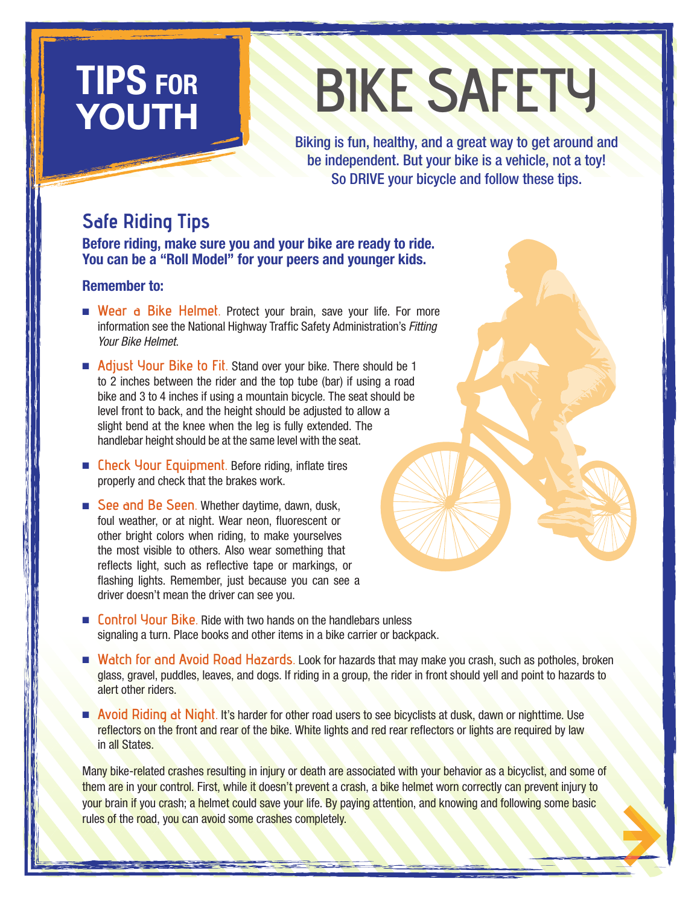# TIPS FOR YOUTH

# BIKE SAFETY

**Biking is fun, healthy, and a great way to get around and be independent. But your bike is a vehicle, not a toy! So DRIVE your bicycle and follow these tips.**

## Safe Riding Tips

**Before riding, make sure you and your bike are ready to ride. You can be a "Roll Model" for your peers and younger kids.**

**Remember to:**

- **Wear a Bike Helmet.** Protect your brain, save your life. For more information see the National Highway Traffic Safety Administration's *Fitting Your Bike Helmet*.
- **Adjust Your Bike to Fit.** Stand over your bike. There should be 1 to 2 inches between the rider and the top tube (bar) if using a road bike and 3 to 4 inches if using a mountain bicycle. The seat should be level front to back, and the height should be adjusted to allow a slight bend at the knee when the leg is fully extended. The handlebar height should be at the same level with the seat.
- **Check Your Equipment.** Before riding, inflate tires properly and check that the brakes work.
- **See and Be Seen.** Whether daytime, dawn, dusk, foul weather, or at night. Wear neon, fluorescent or other bright colors when riding, to make yourselves the most visible to others. Also wear something that reflects light, such as reflective tape or markings, or flashing lights. Remember, just because you can see a driver doesn't mean the driver can see you.
- **Control Your Bike.** Ride with two hands on the handlebars unless signaling a turn. Place books and other items in a bike carrier or backpack.
- **Watch for and Avoid Road Hazards.** Look for hazards that may make you crash, such as potholes, broken glass, gravel, puddles, leaves, and dogs. If riding in a group, the rider in front should yell and point to hazards to alert other riders.
- **Avoid Riding at Night.** It's harder for other road users to see bicyclists at dusk, dawn or nighttime. Use reflectors on the front and rear of the bike. White lights and red rear reflectors or lights are required by law in all States.

Many bike-related crashes resulting in injury or death are associated with your behavior as a bicyclist, and some of them are in your control. First, while it doesn't prevent a crash, a bike helmet worn correctly can prevent injury to your brain if you crash; a helmet could save your life. By paying attention, and knowing and following some basic rules of the road, you can avoid some crashes completely.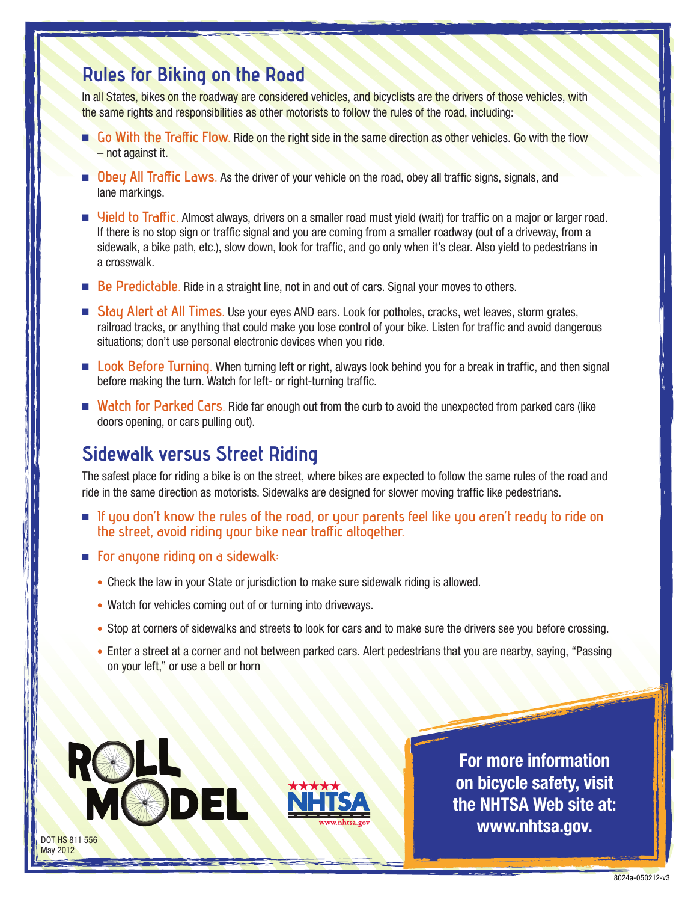## Rules for Biking on the Road

In all States, bikes on the roadway are considered vehicles, and bicyclists are the drivers of those vehicles, with the same rights and responsibilities as other motorists to follow the rules of the road, including:

- **Go With the Traffic Flow.** Ride on the right side in the same direction as other vehicles. Go with the flow – not against it.
- **Obey All Traffic Laws.** As the driver of your vehicle on the road, obey all traffic signs, signals, and lane markings.
- **Yield to Traffic.** Almost always, drivers on a smaller road must yield (wait) for traffic on a major or larger road. If there is no stop sign or traffic signal and you are coming from a smaller roadway (out of a driveway, from a sidewalk, a bike path, etc.), slow down, look for traffic, and go only when it's clear. Also yield to pedestrians in a crosswalk.
- **Be Predictable.** Ride in a straight line, not in and out of cars. Signal your moves to others.
- **Stay Alert at All Times.** Use your eyes AND ears. Look for potholes, cracks, wet leaves, storm grates, railroad tracks, or anything that could make you lose control of your bike. Listen for traffic and avoid dangerous situations; don't use personal electronic devices when you ride.
- **Look Before Turning.** When turning left or right, always look behind you for a break in traffic, and then signal before making the turn. Watch for left- or right-turning traffic.
- **Watch for Parked Cars.** Ride far enough out from the curb to avoid the unexpected from parked cars (like doors opening, or cars pulling out).

## Sidewalk versus Street Riding

The safest place for riding a bike is on the street, where bikes are expected to follow the same rules of the road and ride in the same direction as motorists. Sidewalks are designed for slower moving traffic like pedestrians.

- **If you don't know the rules of the road, or your parents feel like you aren't ready to ride on the street, avoid riding your bike near traffic altogether.**
- **For anyone riding on a sidewalk:**
  - Check the law in your State or jurisdiction to make sure sidewalk riding is allowed.
  - Watch for vehicles coming out of or turning into driveways.
  - Stop at corners of sidewalks and streets to look for cars and to make sure the drivers see you before crossing.
  - Enter a street at a corner and not between parked cars. Alert pedestrians that you are nearby, saying, "Passing on your left," or use a bell or horn

ROLL MODEL

NHTSA
www.nhtsa.gov

**For more information on bicycle safety, visit the NHTSA Web site at: www.nhtsa.gov.**

DOT HS 811 556
May 2012

8024a-050212-v3